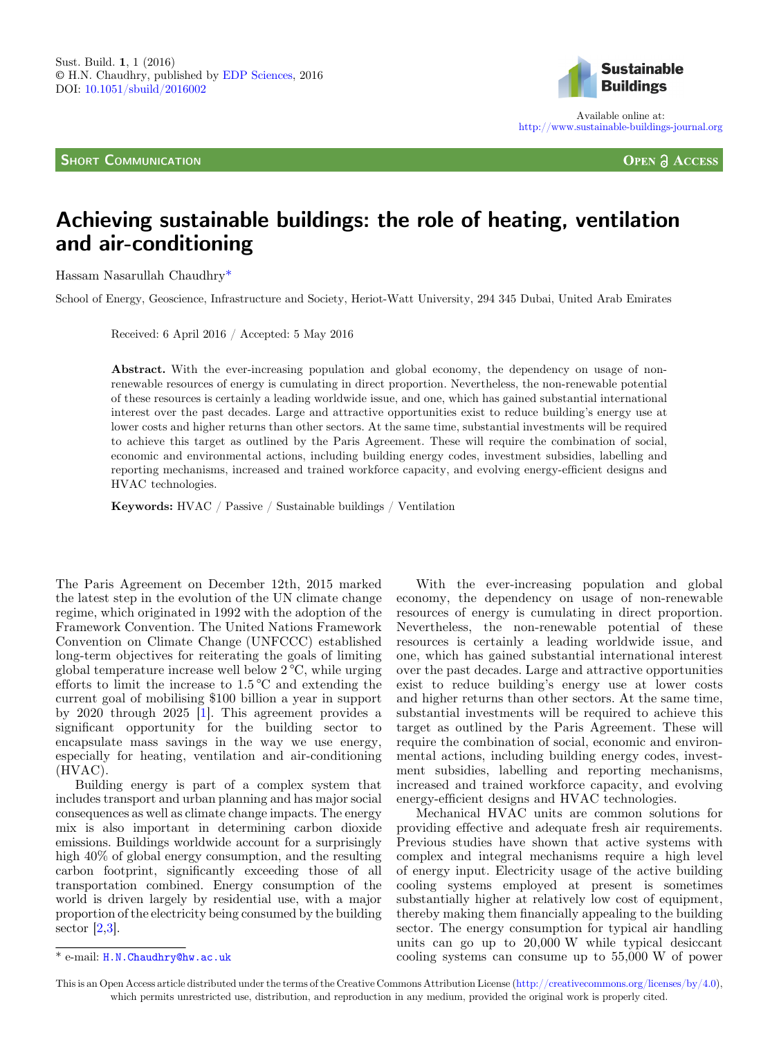Short Communication

Open Access

# Achieving sustainable buildings: the role of heating, ventilation and air-conditioning

Hassam Nasarullah Chaudhry*

School of Energy, Geoscience, Infrastructure and Society, Heriot-Watt University, 294 345 Dubai, United Arab Emirates

Received: 6 April 2016 / Accepted: 5 May 2016

**Abstract.** With the ever-increasing population and global economy, the dependency on usage of non-renewable resources of energy is cumulating in direct proportion. Nevertheless, the non-renewable potential of these resources is certainly a leading worldwide issue, and one, which has gained substantial international interest over the past decades. Large and attractive opportunities exist to reduce building's energy use at lower costs and higher returns than other sectors. At the same time, substantial investments will be required to achieve this target as outlined by the Paris Agreement. These will require the combination of social, economic and environmental actions, including building energy codes, investment subsidies, labelling and reporting mechanisms, increased and trained workforce capacity, and evolving energy-efficient designs and HVAC technologies.

**Keywords:** HVAC / Passive / Sustainable buildings / Ventilation

The Paris Agreement on December 12th, 2015 marked the latest step in the evolution of the UN climate change regime, which originated in 1992 with the adoption of the Framework Convention. The United Nations Framework Convention on Climate Change (UNFCCC) established long-term objectives for reiterating the goals of limiting global temperature increase well below 2 °C, while urging efforts to limit the increase to 1.5 °C and extending the current goal of mobilising $100 billion a year in support by 2020 through 2025 [1]. This agreement provides a significant opportunity for the building sector to encapsulate mass savings in the way we use energy, especially for heating, ventilation and air-conditioning (HVAC).

Building energy is part of a complex system that includes transport and urban planning and has major social consequences as well as climate change impacts. The energy mix is also important in determining carbon dioxide emissions. Buildings worldwide account for a surprisingly high 40% of global energy consumption, and the resulting carbon footprint, significantly exceeding those of all transportation combined. Energy consumption of the world is driven largely by residential use, with a major proportion of the electricity being consumed by the building sector [2,3].

With the ever-increasing population and global economy, the dependency on usage of non-renewable resources of energy is cumulating in direct proportion. Nevertheless, the non-renewable potential of these resources is certainly a leading worldwide issue, and one, which has gained substantial international interest over the past decades. Large and attractive opportunities exist to reduce building's energy use at lower costs and higher returns than other sectors. At the same time, substantial investments will be required to achieve this target as outlined by the Paris Agreement. These will require the combination of social, economic and environmental actions, including building energy codes, investment subsidies, labelling and reporting mechanisms, increased and trained workforce capacity, and evolving energy-efficient designs and HVAC technologies.

Mechanical HVAC units are common solutions for providing effective and adequate fresh air requirements. Previous studies have shown that active systems with complex and integral mechanisms require a high level of energy input. Electricity usage of the active building cooling systems employed at present is sometimes substantially higher at relatively low cost of equipment, thereby making them financially appealing to the building sector. The energy consumption for typical air handling units can go up to 20,000 W while typical desiccant cooling systems can consume up to 55,000 W of power

* e-mail: H.N.Chaudhry@hw.ac.uk

This is an Open Access article distributed under the terms of the Creative Commons Attribution License (http://creativecommons.org/licenses/by/4.0), which permits unrestricted use, distribution, and reproduction in any medium, provided the original work is properly cited.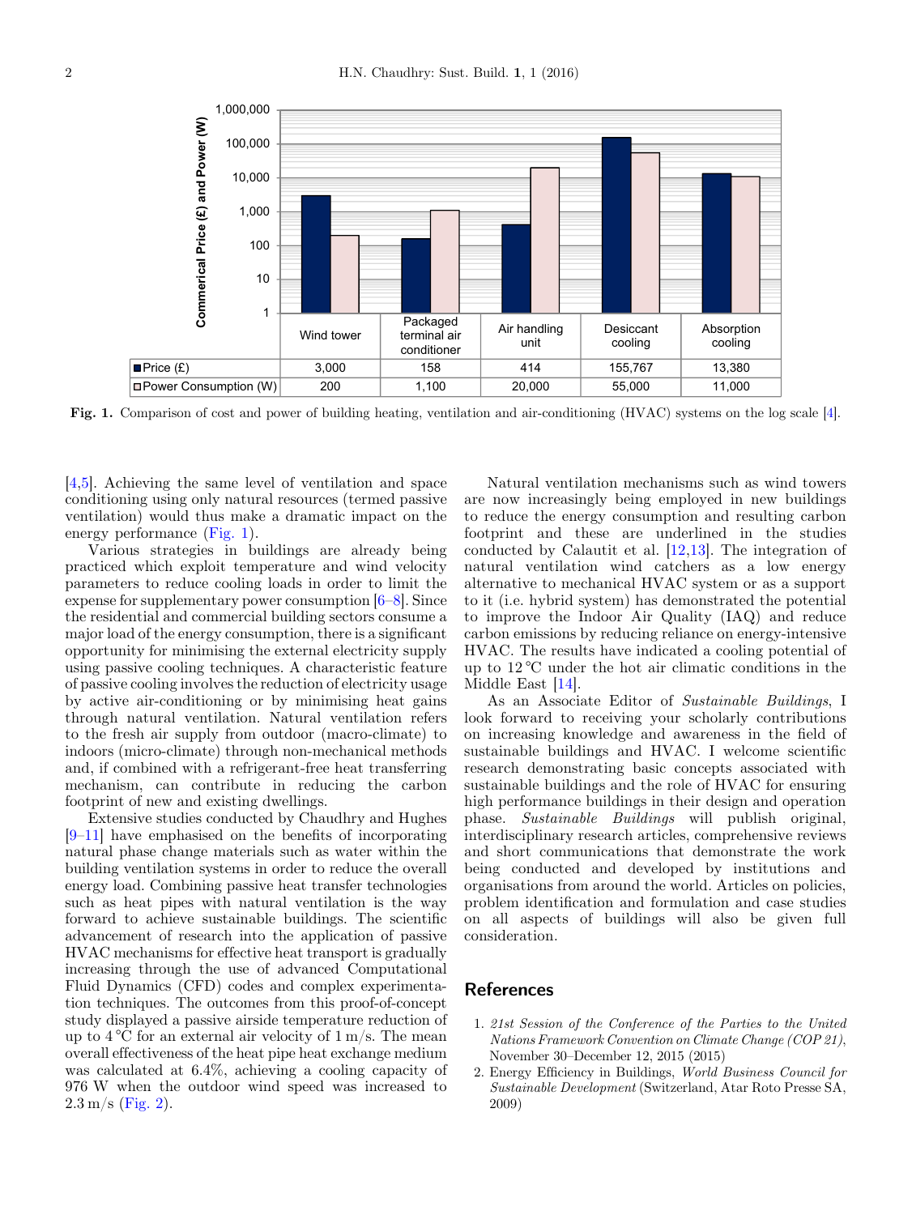|  | Wind tower | Packaged terminal air conditioner | Air handling unit | Desiccant cooling | Absorption cooling |
| --- | --- | --- | --- | --- | --- |
| Price (£) | 3,000 | 158 | 414 | 155,767 | 13,380 |
| Power Consumption (W) | 200 | 1,100 | 20,000 | 55,000 | 11,000 |

**Fig. 1.** Comparison of cost and power of building heating, ventilation and air-conditioning (HVAC) systems on the log scale [4].

[4,5]. Achieving the same level of ventilation and space conditioning using only natural resources (termed passive ventilation) would thus make a dramatic impact on the energy performance (Fig. 1).

Various strategies in buildings are already being practiced which exploit temperature and wind velocity parameters to reduce cooling loads in order to limit the expense for supplementary power consumption [6–8]. Since the residential and commercial building sectors consume a major load of the energy consumption, there is a significant opportunity for minimising the external electricity supply using passive cooling techniques. A characteristic feature of passive cooling involves the reduction of electricity usage by active air-conditioning or by minimising heat gains through natural ventilation. Natural ventilation refers to the fresh air supply from outdoor (macro-climate) to indoors (micro-climate) through non-mechanical methods and, if combined with a refrigerant-free heat transferring mechanism, can contribute in reducing the carbon footprint of new and existing dwellings.

Extensive studies conducted by Chaudhry and Hughes [9–11] have emphasised on the benefits of incorporating natural phase change materials such as water within the building ventilation systems in order to reduce the overall energy load. Combining passive heat transfer technologies such as heat pipes with natural ventilation is the way forward to achieve sustainable buildings. The scientific advancement of research into the application of passive HVAC mechanisms for effective heat transport is gradually increasing through the use of advanced Computational Fluid Dynamics (CFD) codes and complex experimentation techniques. The outcomes from this proof-of-concept study displayed a passive airside temperature reduction of up to 4 °C for an external air velocity of 1 m/s. The mean overall effectiveness of the heat pipe heat exchange medium was calculated at 6.4%, achieving a cooling capacity of 976 W when the outdoor wind speed was increased to 2.3 m/s (Fig. 2).

Natural ventilation mechanisms such as wind towers are now increasingly being employed in new buildings to reduce the energy consumption and resulting carbon footprint and these are underlined in the studies conducted by Calautit et al. [12,13]. The integration of natural ventilation wind catchers as a low energy alternative to mechanical HVAC system or as a support to it (i.e. hybrid system) has demonstrated the potential to improve the Indoor Air Quality (IAQ) and reduce carbon emissions by reducing reliance on energy-intensive HVAC. The results have indicated a cooling potential of up to 12 °C under the hot air climatic conditions in the Middle East [14].

As an Associate Editor of *Sustainable Buildings*, I look forward to receiving your scholarly contributions on increasing knowledge and awareness in the field of sustainable buildings and HVAC. I welcome scientific research demonstrating basic concepts associated with sustainable buildings and the role of HVAC for ensuring high performance buildings in their design and operation phase. *Sustainable Buildings* will publish original, interdisciplinary research articles, comprehensive reviews and short communications that demonstrate the work being conducted and developed by institutions and organisations from around the world. Articles on policies, problem identification and formulation and case studies on all aspects of buildings will also be given full consideration.

## References

1. *21st Session of the Conference of the Parties to the United Nations Framework Convention on Climate Change (COP 21)*, November 30–December 12, 2015 (2015)
2. Energy Efficiency in Buildings, *World Business Council for Sustainable Development* (Switzerland, Atar Roto Presse SA, 2009)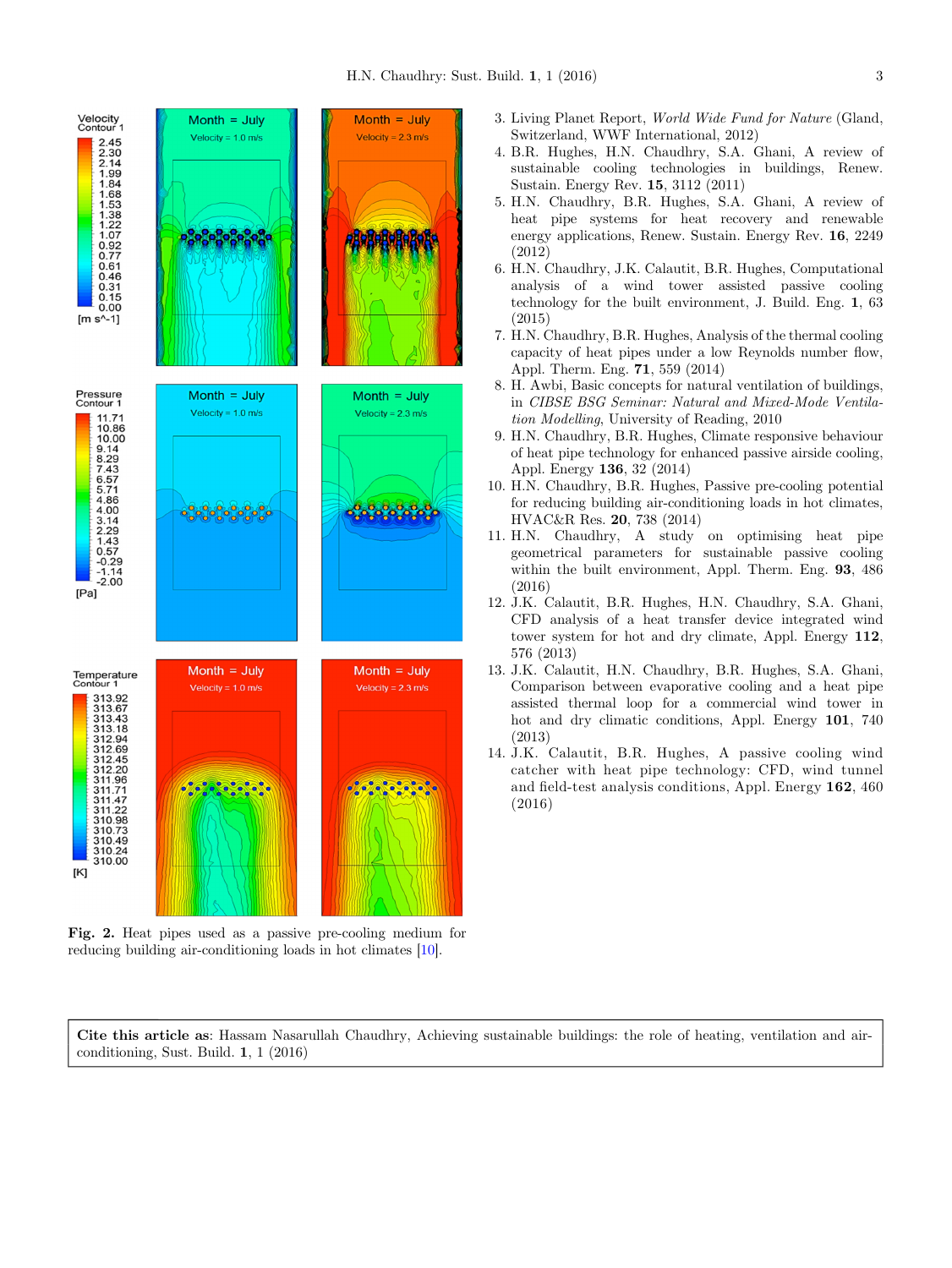Velocity Contour 1

2.45
2.30
2.14
1.99
1.84
1.68
1.53
1.38
1.22
1.07
0.92
0.77
0.61
0.46
0.31
0.15
0.00

[m s^-1]

Month = July
Velocity = 1.0 m/s

Month = July
Velocity = 2.3 m/s

Pressure Contour 1

11.71
10.86
10.00
9.14
8.29
7.43
6.57
5.71
4.86
4.00
3.14
2.29
1.43
0.57
-0.29
-1.14
-2.00

[Pa]

Month = July
Velocity = 1.0 m/s

Month = July
Velocity = 2.3 m/s

Temperature Contour 1

313.92
313.67
313.43
313.18
312.94
312.69
312.45
312.20
311.96
311.71
311.47
311.22
310.98
310.73
310.49
310.24
310.00

[K]

Month = July
Velocity = 1.0 m/s

Month = July
Velocity = 2.3 m/s

**Fig. 2.** Heat pipes used as a passive pre-cooling medium for reducing building air-conditioning loads in hot climates [10].

3. Living Planet Report, *World Wide Fund for Nature* (Gland, Switzerland, WWF International, 2012)
4. B.R. Hughes, H.N. Chaudhry, S.A. Ghani, A review of sustainable cooling technologies in buildings, Renew. Sustain. Energy Rev. **15**, 3112 (2011)
5. H.N. Chaudhry, B.R. Hughes, S.A. Ghani, A review of heat pipe systems for heat recovery and renewable energy applications, Renew. Sustain. Energy Rev. **16**, 2249 (2012)
6. H.N. Chaudhry, J.K. Calautit, B.R. Hughes, Computational analysis of a wind tower assisted passive cooling technology for the built environment, J. Build. Eng. **1**, 63 (2015)
7. H.N. Chaudhry, B.R. Hughes, Analysis of the thermal cooling capacity of heat pipes under a low Reynolds number flow, Appl. Therm. Eng. **71**, 559 (2014)
8. H. Awbi, Basic concepts for natural ventilation of buildings, in *CIBSE BSG Seminar: Natural and Mixed-Mode Ventilation Modelling*, University of Reading, 2010
9. H.N. Chaudhry, B.R. Hughes, Climate responsive behaviour of heat pipe technology for enhanced passive airside cooling, Appl. Energy **136**, 32 (2014)
10. H.N. Chaudhry, B.R. Hughes, Passive pre-cooling potential for reducing building air-conditioning loads in hot climates, HVAC&R Res. **20**, 738 (2014)
11. H.N. Chaudhry, A study on optimising heat pipe geometrical parameters for sustainable passive cooling within the built environment, Appl. Therm. Eng. **93**, 486 (2016)
12. J.K. Calautit, B.R. Hughes, H.N. Chaudhry, S.A. Ghani, CFD analysis of a heat transfer device integrated wind tower system for hot and dry climate, Appl. Energy **112**, 576 (2013)
13. J.K. Calautit, H.N. Chaudhry, B.R. Hughes, S.A. Ghani, Comparison between evaporative cooling and a heat pipe assisted thermal loop for a commercial wind tower in hot and dry climatic conditions, Appl. Energy **101**, 740 (2013)
14. J.K. Calautit, B.R. Hughes, A passive cooling wind catcher with heat pipe technology: CFD, wind tunnel and field-test analysis conditions, Appl. Energy **162**, 460 (2016)

**Cite this article as**: Hassam Nasarullah Chaudhry, Achieving sustainable buildings: the role of heating, ventilation and air-conditioning, Sust. Build. **1**, 1 (2016)